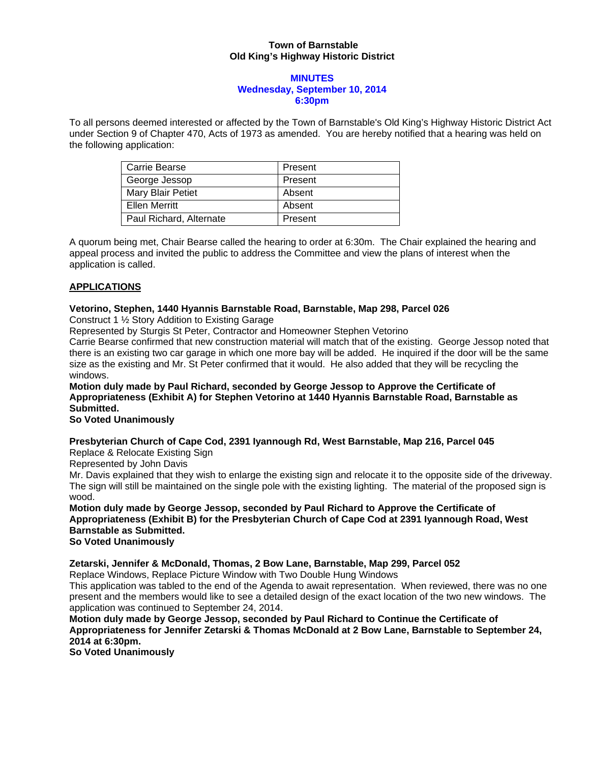**Town of Barnstable**
**Old King's Highway Historic District**

**MINUTES**
**Wednesday, September 10, 2014**
**6:30pm**

To all persons deemed interested or affected by the Town of Barnstable's Old King's Highway Historic District Act under Section 9 of Chapter 470, Acts of 1973 as amended. You are hereby notified that a hearing was held on the following application:

| | |
|---|---|
| Carrie Bearse | Present |
| George Jessop | Present |
| Mary Blair Petiet | Absent |
| Ellen Merritt | Absent |
| Paul Richard, Alternate | Present |

A quorum being met, Chair Bearse called the hearing to order at 6:30m. The Chair explained the hearing and appeal process and invited the public to address the Committee and view the plans of interest when the application is called.

## APPLICATIONS

**Vetorino, Stephen, 1440 Hyannis Barnstable Road, Barnstable, Map 298, Parcel 026**
Construct 1 ½ Story Addition to Existing Garage
Represented by Sturgis St Peter, Contractor and Homeowner Stephen Vetorino
Carrie Bearse confirmed that new construction material will match that of the existing. George Jessop noted that there is an existing two car garage in which one more bay will be added. He inquired if the door will be the same size as the existing and Mr. St Peter confirmed that it would. He also added that they will be recycling the windows.
**Motion duly made by Paul Richard, seconded by George Jessop to Approve the Certificate of Appropriateness (Exhibit A) for Stephen Vetorino at 1440 Hyannis Barnstable Road, Barnstable as Submitted.**
**So Voted Unanimously**

**Presbyterian Church of Cape Cod, 2391 Iyannough Rd, West Barnstable, Map 216, Parcel 045**
Replace & Relocate Existing Sign
Represented by John Davis
Mr. Davis explained that they wish to enlarge the existing sign and relocate it to the opposite side of the driveway. The sign will still be maintained on the single pole with the existing lighting. The material of the proposed sign is wood.
**Motion duly made by George Jessop, seconded by Paul Richard to Approve the Certificate of Appropriateness (Exhibit B) for the Presbyterian Church of Cape Cod at 2391 Iyannough Road, West Barnstable as Submitted.**
**So Voted Unanimously**

**Zetarski, Jennifer & McDonald, Thomas, 2 Bow Lane, Barnstable, Map 299, Parcel 052**
Replace Windows, Replace Picture Window with Two Double Hung Windows
This application was tabled to the end of the Agenda to await representation. When reviewed, there was no one present and the members would like to see a detailed design of the exact location of the two new windows. The application was continued to September 24, 2014.
**Motion duly made by George Jessop, seconded by Paul Richard to Continue the Certificate of Appropriateness for Jennifer Zetarski & Thomas McDonald at 2 Bow Lane, Barnstable to September 24, 2014 at 6:30pm.**
**So Voted Unanimously**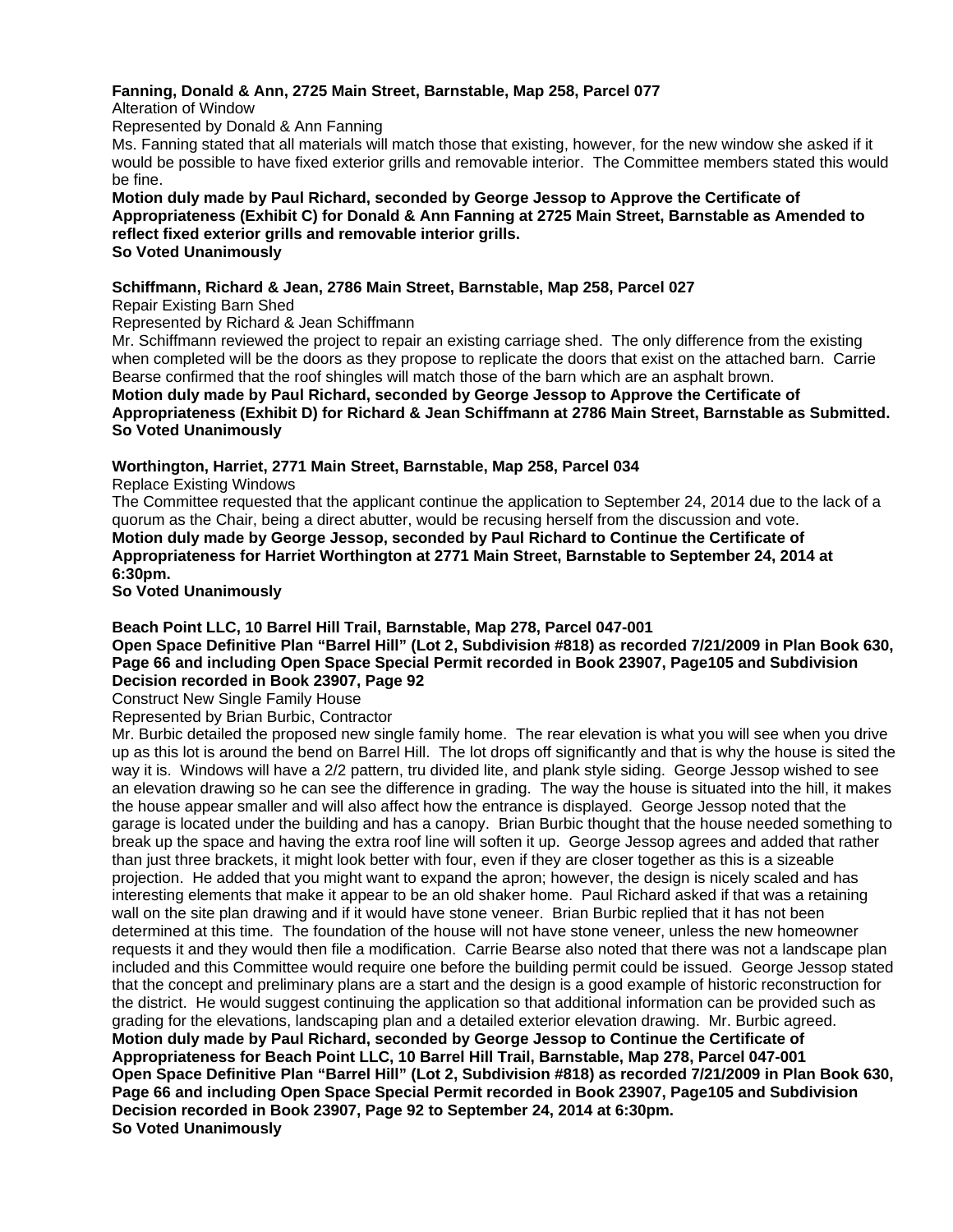**Fanning, Donald & Ann, 2725 Main Street, Barnstable, Map 258, Parcel 077**

Alteration of Window

Represented by Donald & Ann Fanning

Ms. Fanning stated that all materials will match those that existing, however, for the new window she asked if it would be possible to have fixed exterior grills and removable interior. The Committee members stated this would be fine.

**Motion duly made by Paul Richard, seconded by George Jessop to Approve the Certificate of Appropriateness (Exhibit C) for Donald & Ann Fanning at 2725 Main Street, Barnstable as Amended to reflect fixed exterior grills and removable interior grills.**
**So Voted Unanimously**

**Schiffmann, Richard & Jean, 2786 Main Street, Barnstable, Map 258, Parcel 027**

Repair Existing Barn Shed

Represented by Richard & Jean Schiffmann

Mr. Schiffmann reviewed the project to repair an existing carriage shed. The only difference from the existing when completed will be the doors as they propose to replicate the doors that exist on the attached barn. Carrie Bearse confirmed that the roof shingles will match those of the barn which are an asphalt brown.

**Motion duly made by Paul Richard, seconded by George Jessop to Approve the Certificate of Appropriateness (Exhibit D) for Richard & Jean Schiffmann at 2786 Main Street, Barnstable as Submitted.**
**So Voted Unanimously**

**Worthington, Harriet, 2771 Main Street, Barnstable, Map 258, Parcel 034**

Replace Existing Windows

The Committee requested that the applicant continue the application to September 24, 2014 due to the lack of a quorum as the Chair, being a direct abutter, would be recusing herself from the discussion and vote.

**Motion duly made by George Jessop, seconded by Paul Richard to Continue the Certificate of Appropriateness for Harriet Worthington at 2771 Main Street, Barnstable to September 24, 2014 at 6:30pm.**
**So Voted Unanimously**

**Beach Point LLC, 10 Barrel Hill Trail, Barnstable, Map 278, Parcel 047-001**
**Open Space Definitive Plan "Barrel Hill" (Lot 2, Subdivision #818) as recorded 7/21/2009 in Plan Book 630, Page 66 and including Open Space Special Permit recorded in Book 23907, Page105 and Subdivision Decision recorded in Book 23907, Page 92**

Construct New Single Family House

Represented by Brian Burbic, Contractor

Mr. Burbic detailed the proposed new single family home. The rear elevation is what you will see when you drive up as this lot is around the bend on Barrel Hill. The lot drops off significantly and that is why the house is sited the way it is. Windows will have a 2/2 pattern, tru divided lite, and plank style siding. George Jessop wished to see an elevation drawing so he can see the difference in grading. The way the house is situated into the hill, it makes the house appear smaller and will also affect how the entrance is displayed. George Jessop noted that the garage is located under the building and has a canopy. Brian Burbic thought that the house needed something to break up the space and having the extra roof line will soften it up. George Jessop agrees and added that rather than just three brackets, it might look better with four, even if they are closer together as this is a sizeable projection. He added that you might want to expand the apron; however, the design is nicely scaled and has interesting elements that make it appear to be an old shaker home. Paul Richard asked if that was a retaining wall on the site plan drawing and if it would have stone veneer. Brian Burbic replied that it has not been determined at this time. The foundation of the house will not have stone veneer, unless the new homeowner requests it and they would then file a modification. Carrie Bearse also noted that there was not a landscape plan included and this Committee would require one before the building permit could be issued. George Jessop stated that the concept and preliminary plans are a start and the design is a good example of historic reconstruction for the district. He would suggest continuing the application so that additional information can be provided such as grading for the elevations, landscaping plan and a detailed exterior elevation drawing. Mr. Burbic agreed.

**Motion duly made by Paul Richard, seconded by George Jessop to Continue the Certificate of Appropriateness for Beach Point LLC, 10 Barrel Hill Trail, Barnstable, Map 278, Parcel 047-001 Open Space Definitive Plan "Barrel Hill" (Lot 2, Subdivision #818) as recorded 7/21/2009 in Plan Book 630, Page 66 and including Open Space Special Permit recorded in Book 23907, Page105 and Subdivision Decision recorded in Book 23907, Page 92 to September 24, 2014 at 6:30pm.**
**So Voted Unanimously**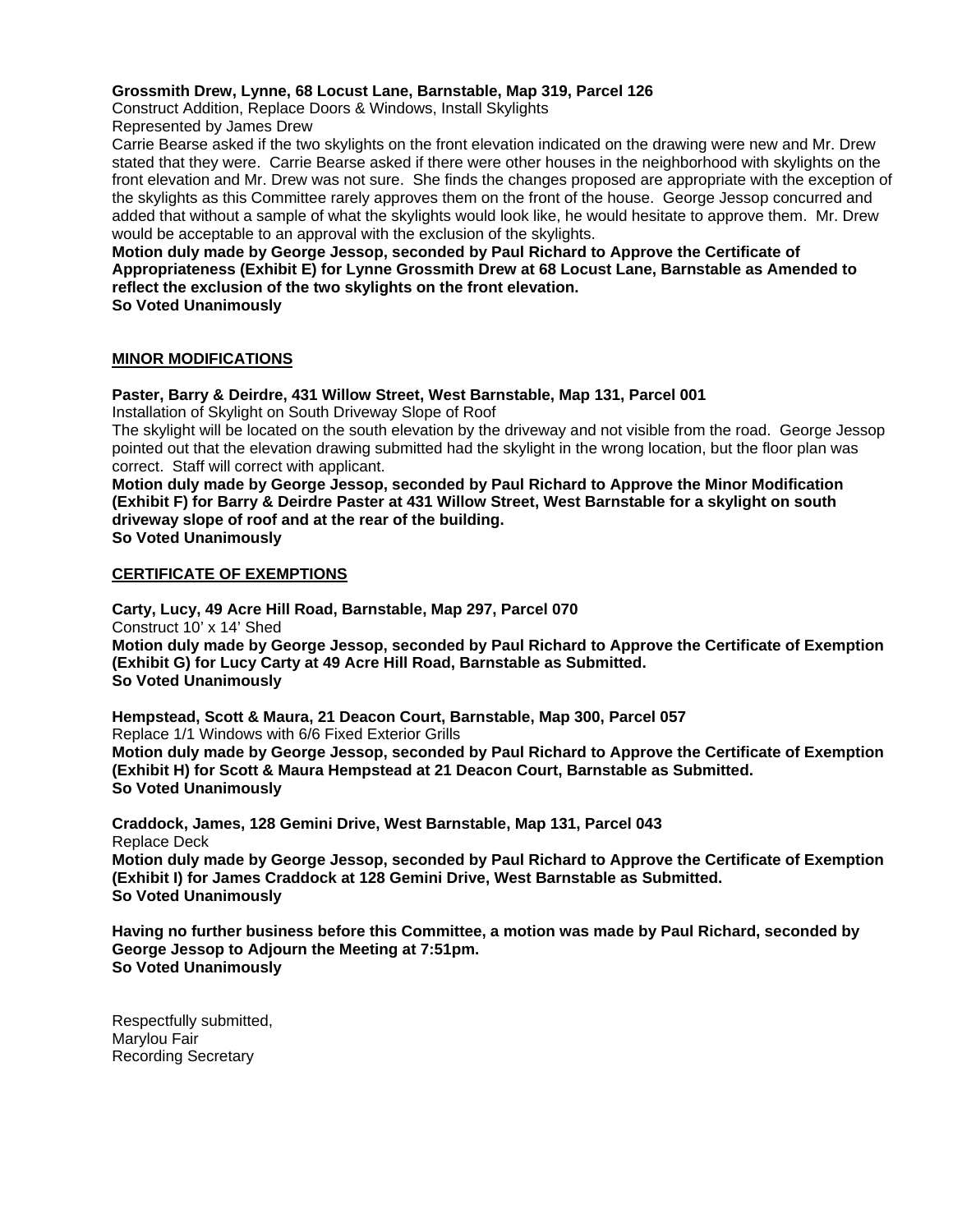**Grossmith Drew, Lynne, 68 Locust Lane, Barnstable, Map 319, Parcel 126**
Construct Addition, Replace Doors & Windows, Install Skylights
Represented by James Drew
Carrie Bearse asked if the two skylights on the front elevation indicated on the drawing were new and Mr. Drew stated that they were. Carrie Bearse asked if there were other houses in the neighborhood with skylights on the front elevation and Mr. Drew was not sure. She finds the changes proposed are appropriate with the exception of the skylights as this Committee rarely approves them on the front of the house. George Jessop concurred and added that without a sample of what the skylights would look like, he would hesitate to approve them. Mr. Drew would be acceptable to an approval with the exclusion of the skylights.
**Motion duly made by George Jessop, seconded by Paul Richard to Approve the Certificate of Appropriateness (Exhibit E) for Lynne Grossmith Drew at 68 Locust Lane, Barnstable as Amended to reflect the exclusion of the two skylights on the front elevation.**
**So Voted Unanimously**

**MINOR MODIFICATIONS**

**Paster, Barry & Deirdre, 431 Willow Street, West Barnstable, Map 131, Parcel 001**
Installation of Skylight on South Driveway Slope of Roof
The skylight will be located on the south elevation by the driveway and not visible from the road. George Jessop pointed out that the elevation drawing submitted had the skylight in the wrong location, but the floor plan was correct. Staff will correct with applicant.
**Motion duly made by George Jessop, seconded by Paul Richard to Approve the Minor Modification (Exhibit F) for Barry & Deirdre Paster at 431 Willow Street, West Barnstable for a skylight on south driveway slope of roof and at the rear of the building.**
**So Voted Unanimously**

**CERTIFICATE OF EXEMPTIONS**

**Carty, Lucy, 49 Acre Hill Road, Barnstable, Map 297, Parcel 070**
Construct 10' x 14' Shed
**Motion duly made by George Jessop, seconded by Paul Richard to Approve the Certificate of Exemption (Exhibit G) for Lucy Carty at 49 Acre Hill Road, Barnstable as Submitted.**
**So Voted Unanimously**

**Hempstead, Scott & Maura, 21 Deacon Court, Barnstable, Map 300, Parcel 057**
Replace 1/1 Windows with 6/6 Fixed Exterior Grills
**Motion duly made by George Jessop, seconded by Paul Richard to Approve the Certificate of Exemption (Exhibit H) for Scott & Maura Hempstead at 21 Deacon Court, Barnstable as Submitted.**
**So Voted Unanimously**

**Craddock, James, 128 Gemini Drive, West Barnstable, Map 131, Parcel 043**
Replace Deck
**Motion duly made by George Jessop, seconded by Paul Richard to Approve the Certificate of Exemption (Exhibit I) for James Craddock at 128 Gemini Drive, West Barnstable as Submitted.**
**So Voted Unanimously**

**Having no further business before this Committee, a motion was made by Paul Richard, seconded by George Jessop to Adjourn the Meeting at 7:51pm.**
**So Voted Unanimously**

Respectfully submitted,
Marylou Fair
Recording Secretary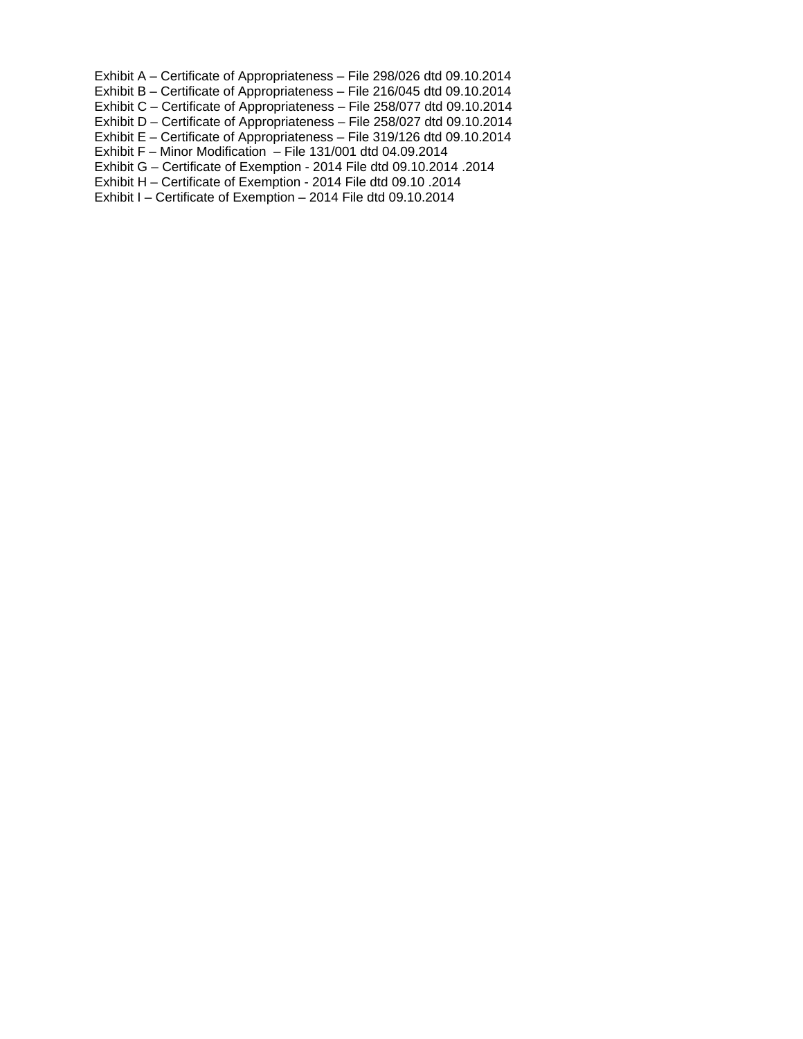Exhibit A – Certificate of Appropriateness – File 298/026 dtd 09.10.2014
Exhibit B – Certificate of Appropriateness – File 216/045 dtd 09.10.2014
Exhibit C – Certificate of Appropriateness – File 258/077 dtd 09.10.2014
Exhibit D – Certificate of Appropriateness – File 258/027 dtd 09.10.2014
Exhibit E – Certificate of Appropriateness – File 319/126 dtd 09.10.2014
Exhibit F – Minor Modification – File 131/001 dtd 04.09.2014
Exhibit G – Certificate of Exemption - 2014 File dtd 09.10.2014 .2014
Exhibit H – Certificate of Exemption - 2014 File dtd 09.10 .2014
Exhibit I – Certificate of Exemption – 2014 File dtd 09.10.2014